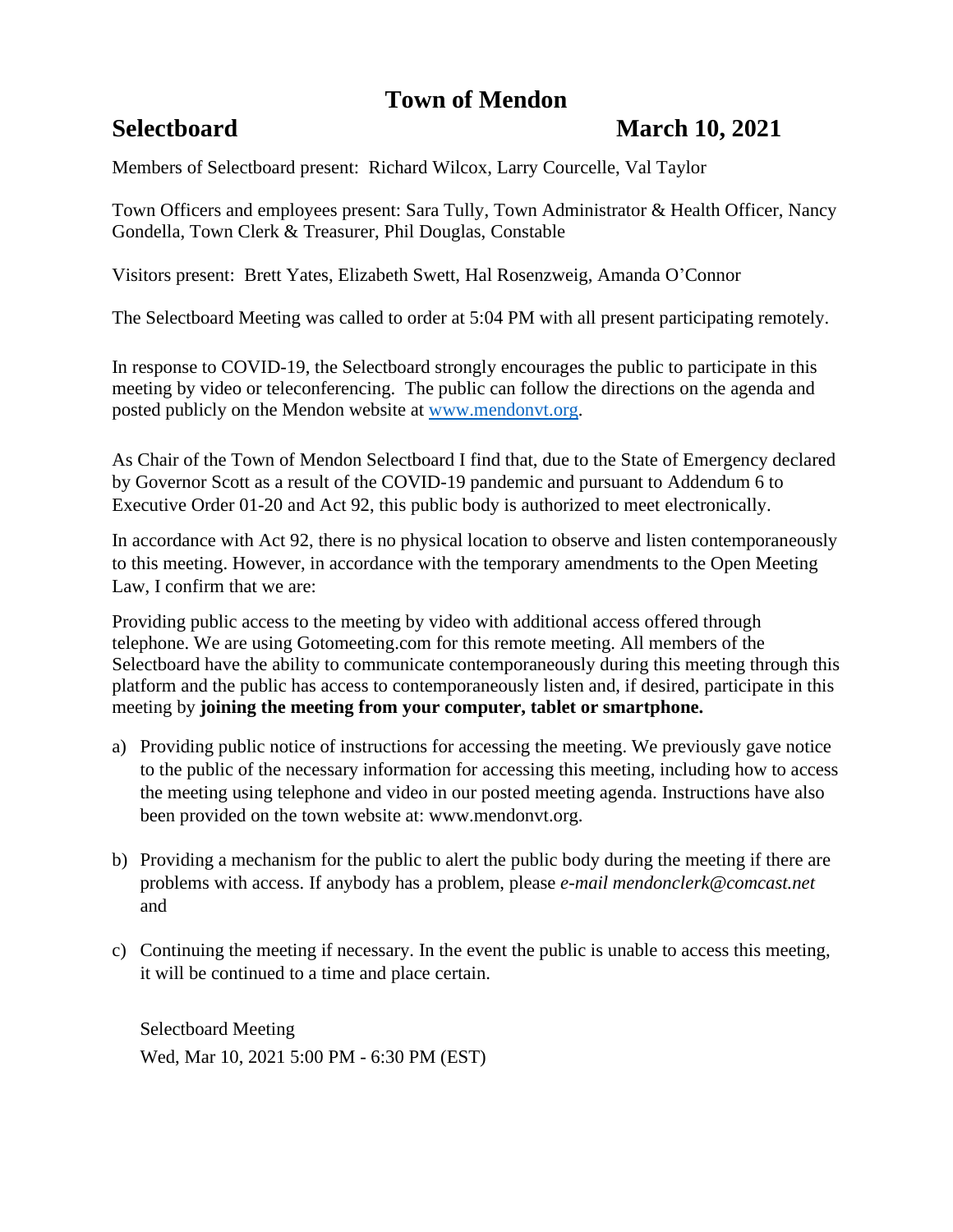# Town of Mendon

## Selectboard March 10, 2021

Members of Selectboard present: Richard Wilcox, Larry Courcelle, Val Taylor

Town Officers and employees present: Sara Tully, Town Administrator & Health Officer, Nancy Gondella, Town Clerk & Treasurer, Phil Douglas, Constable

Visitors present: Brett Yates, Elizabeth Swett, Hal Rosenzweig, Amanda O'Connor

The Selectboard Meeting was called to order at 5:04 PM with all present participating remotely.

In response to COVID-19, the Selectboard strongly encourages the public to participate in this meeting by video or teleconferencing. The public can follow the directions on the agenda and posted publicly on the Mendon website at [www.mendonvt.org](http://www.mendonvt.org).

As Chair of the Town of Mendon Selectboard I find that, due to the State of Emergency declared by Governor Scott as a result of the COVID-19 pandemic and pursuant to Addendum 6 to Executive Order 01-20 and Act 92, this public body is authorized to meet electronically.

In accordance with Act 92, there is no physical location to observe and listen contemporaneously to this meeting. However, in accordance with the temporary amendments to the Open Meeting Law, I confirm that we are:

Providing public access to the meeting by video with additional access offered through telephone. We are using Gotomeeting.com for this remote meeting. All members of the Selectboard have the ability to communicate contemporaneously during this meeting through this platform and the public has access to contemporaneously listen and, if desired, participate in this meeting by **joining the meeting from your computer, tablet or smartphone.**

a) Providing public notice of instructions for accessing the meeting. We previously gave notice to the public of the necessary information for accessing this meeting, including how to access the meeting using telephone and video in our posted meeting agenda. Instructions have also been provided on the town website at: www.mendonvt.org.

b) Providing a mechanism for the public to alert the public body during the meeting if there are problems with access. If anybody has a problem, please *e-mail mendonclerk@comcast.net* and

c) Continuing the meeting if necessary. In the event the public is unable to access this meeting, it will be continued to a time and place certain.

Selectboard Meeting
Wed, Mar 10, 2021 5:00 PM - 6:30 PM (EST)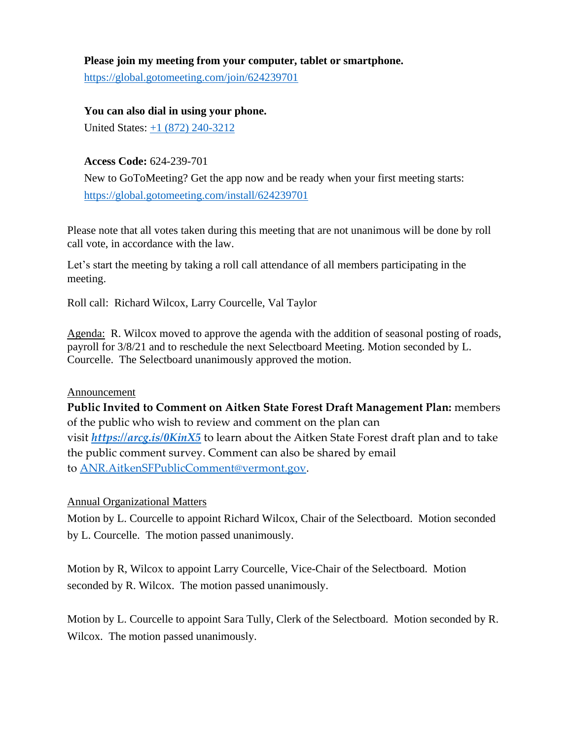**Please join my meeting from your computer, tablet or smartphone.**
https://global.gotomeeting.com/join/624239701

**You can also dial in using your phone.**
United States: +1 (872) 240-3212

**Access Code:** 624-239-701
New to GoToMeeting? Get the app now and be ready when your first meeting starts:
https://global.gotomeeting.com/install/624239701

Please note that all votes taken during this meeting that are not unanimous will be done by roll call vote, in accordance with the law.

Let's start the meeting by taking a roll call attendance of all members participating in the meeting.

Roll call: Richard Wilcox, Larry Courcelle, Val Taylor

Agenda: R. Wilcox moved to approve the agenda with the addition of seasonal posting of roads, payroll for 3/8/21 and to reschedule the next Selectboard Meeting. Motion seconded by L. Courcelle. The Selectboard unanimously approved the motion.

Announcement

**Public Invited to Comment on Aitken State Forest Draft Management Plan:** members of the public who wish to review and comment on the plan can visit ***https://arcg.is/0KinX5*** to learn about the Aitken State Forest draft plan and to take the public comment survey. Comment can also be shared by email to ANR.AitkenSFPublicComment@vermont.gov.

Annual Organizational Matters

Motion by L. Courcelle to appoint Richard Wilcox, Chair of the Selectboard. Motion seconded by L. Courcelle. The motion passed unanimously.

Motion by R, Wilcox to appoint Larry Courcelle, Vice-Chair of the Selectboard. Motion seconded by R. Wilcox. The motion passed unanimously.

Motion by L. Courcelle to appoint Sara Tully, Clerk of the Selectboard. Motion seconded by R. Wilcox. The motion passed unanimously.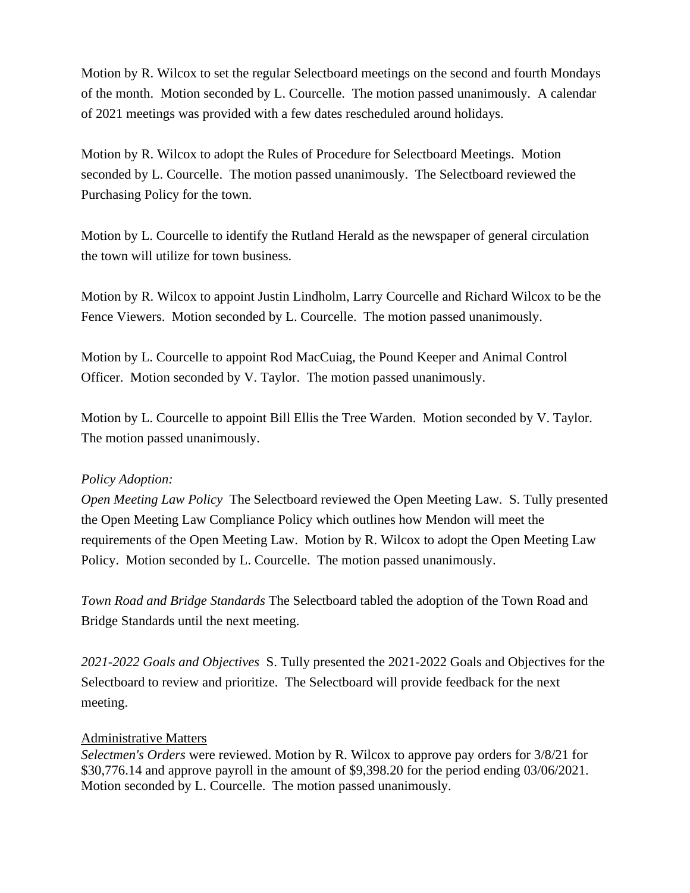Motion by R. Wilcox to set the regular Selectboard meetings on the second and fourth Mondays of the month. Motion seconded by L. Courcelle. The motion passed unanimously. A calendar of 2021 meetings was provided with a few dates rescheduled around holidays.

Motion by R. Wilcox to adopt the Rules of Procedure for Selectboard Meetings. Motion seconded by L. Courcelle. The motion passed unanimously. The Selectboard reviewed the Purchasing Policy for the town.

Motion by L. Courcelle to identify the Rutland Herald as the newspaper of general circulation the town will utilize for town business.

Motion by R. Wilcox to appoint Justin Lindholm, Larry Courcelle and Richard Wilcox to be the Fence Viewers. Motion seconded by L. Courcelle. The motion passed unanimously.

Motion by L. Courcelle to appoint Rod MacCuiag, the Pound Keeper and Animal Control Officer. Motion seconded by V. Taylor. The motion passed unanimously.

Motion by L. Courcelle to appoint Bill Ellis the Tree Warden. Motion seconded by V. Taylor. The motion passed unanimously.

*Policy Adoption:*

*Open Meeting Law Policy* The Selectboard reviewed the Open Meeting Law. S. Tully presented the Open Meeting Law Compliance Policy which outlines how Mendon will meet the requirements of the Open Meeting Law. Motion by R. Wilcox to adopt the Open Meeting Law Policy. Motion seconded by L. Courcelle. The motion passed unanimously.

*Town Road and Bridge Standards* The Selectboard tabled the adoption of the Town Road and Bridge Standards until the next meeting.

*2021-2022 Goals and Objectives* S. Tully presented the 2021-2022 Goals and Objectives for the Selectboard to review and prioritize. The Selectboard will provide feedback for the next meeting.

Administrative Matters

*Selectmen's Orders* were reviewed. Motion by R. Wilcox to approve pay orders for 3/8/21 for $30,776.14 and approve payroll in the amount of $9,398.20 for the period ending 03/06/2021. Motion seconded by L. Courcelle. The motion passed unanimously.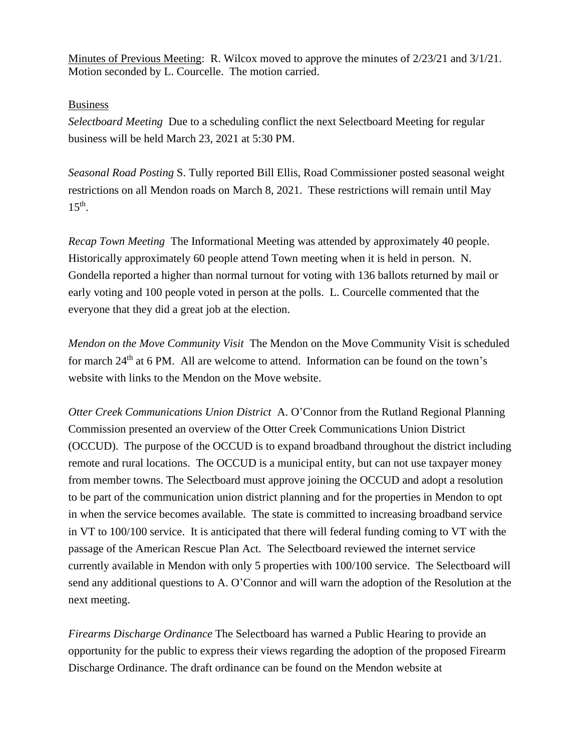Minutes of Previous Meeting: R. Wilcox moved to approve the minutes of 2/23/21 and 3/1/21. Motion seconded by L. Courcelle. The motion carried.

Business

*Selectboard Meeting* Due to a scheduling conflict the next Selectboard Meeting for regular business will be held March 23, 2021 at 5:30 PM.

*Seasonal Road Posting* S. Tully reported Bill Ellis, Road Commissioner posted seasonal weight restrictions on all Mendon roads on March 8, 2021. These restrictions will remain until May 15th.

*Recap Town Meeting* The Informational Meeting was attended by approximately 40 people. Historically approximately 60 people attend Town meeting when it is held in person. N. Gondella reported a higher than normal turnout for voting with 136 ballots returned by mail or early voting and 100 people voted in person at the polls. L. Courcelle commented that the everyone that they did a great job at the election.

*Mendon on the Move Community Visit* The Mendon on the Move Community Visit is scheduled for march 24th at 6 PM. All are welcome to attend. Information can be found on the town's website with links to the Mendon on the Move website.

*Otter Creek Communications Union District* A. O'Connor from the Rutland Regional Planning Commission presented an overview of the Otter Creek Communications Union District (OCCUD). The purpose of the OCCUD is to expand broadband throughout the district including remote and rural locations. The OCCUD is a municipal entity, but can not use taxpayer money from member towns. The Selectboard must approve joining the OCCUD and adopt a resolution to be part of the communication union district planning and for the properties in Mendon to opt in when the service becomes available. The state is committed to increasing broadband service in VT to 100/100 service. It is anticipated that there will federal funding coming to VT with the passage of the American Rescue Plan Act. The Selectboard reviewed the internet service currently available in Mendon with only 5 properties with 100/100 service. The Selectboard will send any additional questions to A. O'Connor and will warn the adoption of the Resolution at the next meeting.

*Firearms Discharge Ordinance* The Selectboard has warned a Public Hearing to provide an opportunity for the public to express their views regarding the adoption of the proposed Firearm Discharge Ordinance. The draft ordinance can be found on the Mendon website at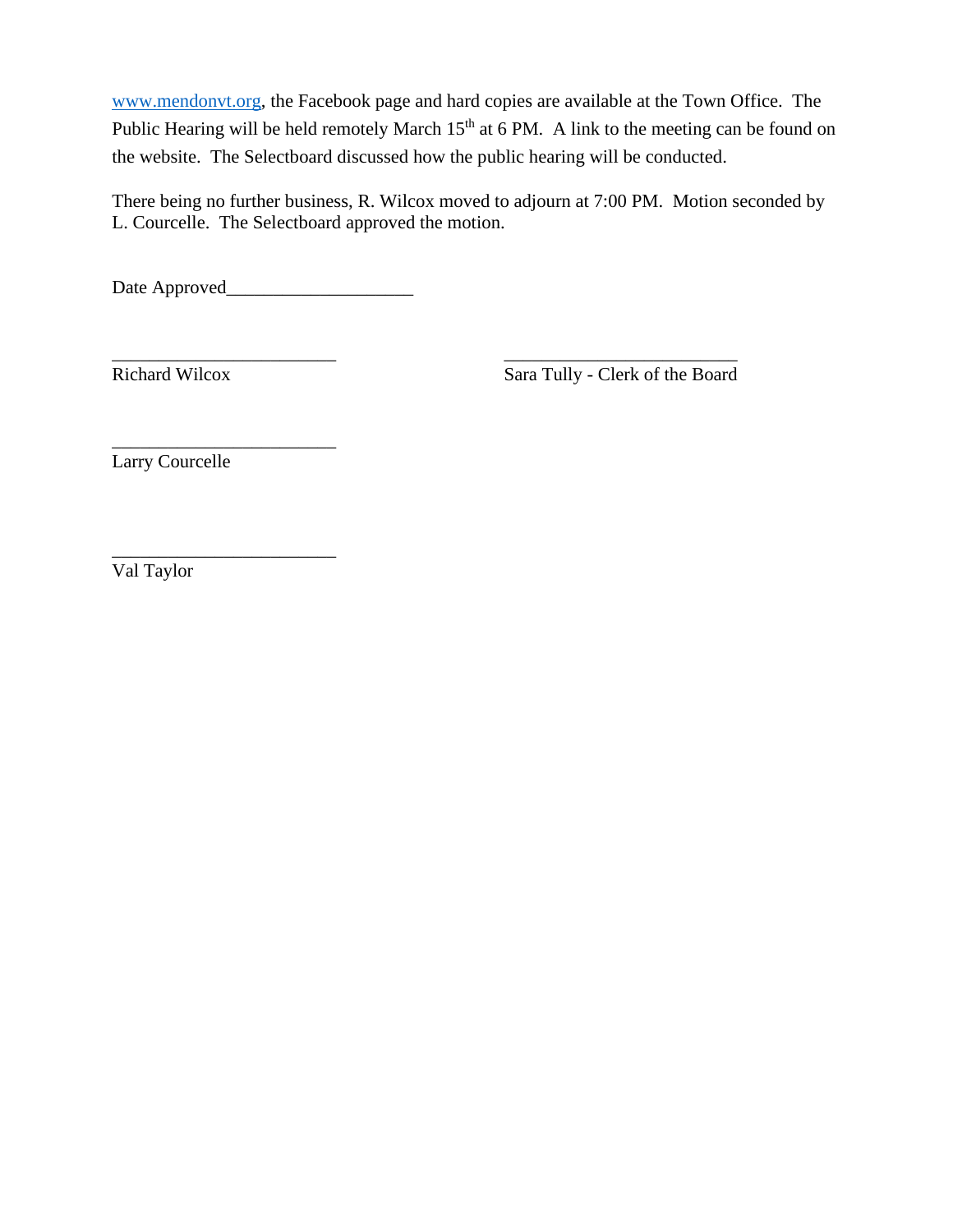www.mendonvt.org, the Facebook page and hard copies are available at the Town Office. The Public Hearing will be held remotely March 15th at 6 PM. A link to the meeting can be found on the website. The Selectboard discussed how the public hearing will be conducted.

There being no further business, R. Wilcox moved to adjourn at 7:00 PM. Motion seconded by L. Courcelle. The Selectboard approved the motion.

Date Approved____________________

________________________
Richard Wilcox

_________________________
Sara Tully - Clerk of the Board

________________________
Larry Courcelle

________________________
Val Taylor